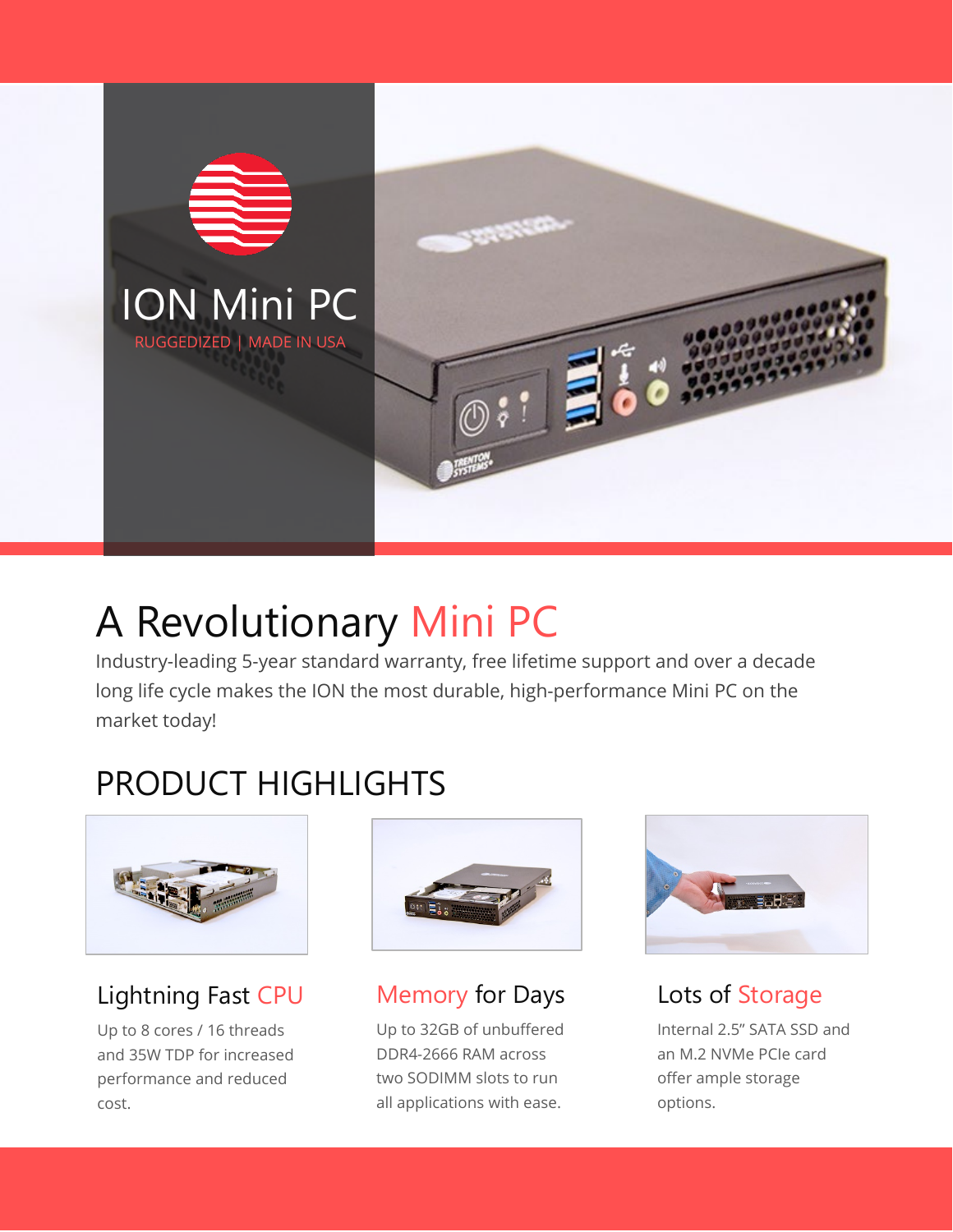# ION Mini PC

RUGGEDIZED | MADE IN USA

## A Revolutionary Mini PC

Industry-leading 5-year standard warranty, free lifetime support and over a decade long life cycle makes the ION the most durable, high-performance Mini PC on the market today!

## PRODUCT HIGHLIGHTS

### Lightning Fast CPU

Up to 8 cores / 16 threads and 35W TDP for increased performance and reduced cost.

### Memory for Days

Up to 32GB of unbuffered DDR4-2666 RAM across two SODIMM slots to run all applications with ease.

### Lots of Storage

Internal 2.5" SATA SSD and an M.2 NVMe PCIe card offer ample storage options.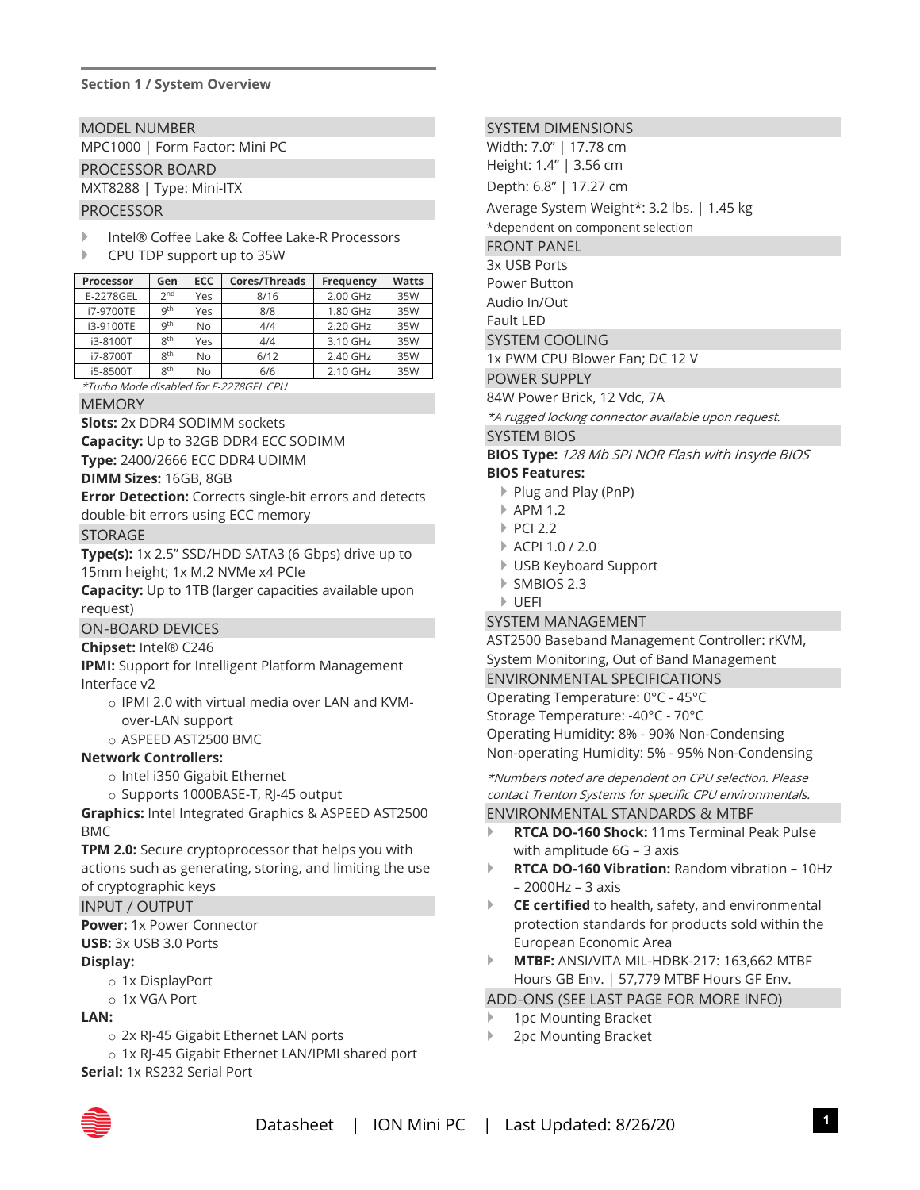## Section 1 / System Overview

### MODEL NUMBER

MPC1000 | Form Factor: Mini PC

### PROCESSOR BOARD

MXT8288 | Type: Mini-ITX

### PROCESSOR

- Intel® Coffee Lake & Coffee Lake-R Processors
- CPU TDP support up to 35W

| Processor | Gen | ECC | Cores/Threads | Frequency | Watts |
|---|---|---|---|---|---|
| E-2278GEL | 2nd | Yes | 8/16 | 2.00 GHz | 35W |
| i7-9700TE | 9th | Yes | 8/8 | 1.80 GHz | 35W |
| i3-9100TE | 9th | No | 4/4 | 2.20 GHz | 35W |
| i3-8100T | 8th | Yes | 4/4 | 3.10 GHz | 35W |
| i7-8700T | 8th | No | 6/12 | 2.40 GHz | 35W |
| i5-8500T | 8th | No | 6/6 | 2.10 GHz | 35W |

*\*Turbo Mode disabled for E-2278GEL CPU*

### MEMORY

**Slots:** 2x DDR4 SODIMM sockets
**Capacity:** Up to 32GB DDR4 ECC SODIMM
**Type:** 2400/2666 ECC DDR4 UDIMM
**DIMM Sizes:** 16GB, 8GB
**Error Detection:** Corrects single-bit errors and detects double-bit errors using ECC memory

### STORAGE

**Type(s):** 1x 2.5" SSD/HDD SATA3 (6 Gbps) drive up to 15mm height; 1x M.2 NVMe x4 PCIe
**Capacity:** Up to 1TB (larger capacities available upon request)

### ON-BOARD DEVICES

**Chipset:** Intel® C246
**IPMI:** Support for Intelligent Platform Management Interface v2

- IPMI 2.0 with virtual media over LAN and KVM-over-LAN support
- ASPEED AST2500 BMC

**Network Controllers:**

- Intel i350 Gigabit Ethernet
- Supports 1000BASE-T, RJ-45 output

**Graphics:** Intel Integrated Graphics & ASPEED AST2500 BMC
**TPM 2.0:** Secure cryptoprocessor that helps you with actions such as generating, storing, and limiting the use of cryptographic keys

### INPUT / OUTPUT

**Power:** 1x Power Connector
**USB:** 3x USB 3.0 Ports
**Display:**

- 1x DisplayPort
- 1x VGA Port

**LAN:**

- 2x RJ-45 Gigabit Ethernet LAN ports
- 1x RJ-45 Gigabit Ethernet LAN/IPMI shared port

**Serial:** 1x RS232 Serial Port

### SYSTEM DIMENSIONS

Width: 7.0" | 17.78 cm
Height: 1.4" | 3.56 cm
Depth: 6.8" | 17.27 cm
Average System Weight*: 3.2 lbs. | 1.45 kg
*dependent on component selection

### FRONT PANEL

3x USB Ports
Power Button
Audio In/Out
Fault LED

### SYSTEM COOLING

1x PWM CPU Blower Fan; DC 12 V

### POWER SUPPLY

84W Power Brick, 12 Vdc, 7A
*\*A rugged locking connector available upon request.*

### SYSTEM BIOS

**BIOS Type:** *128 Mb SPI NOR Flash with Insyde BIOS*
**BIOS Features:**

- Plug and Play (PnP)
- APM 1.2
- PCI 2.2
- ACPI 1.0 / 2.0
- USB Keyboard Support
- SMBIOS 2.3
- UEFI

### SYSTEM MANAGEMENT

AST2500 Baseband Management Controller: rKVM, System Monitoring, Out of Band Management

### ENVIRONMENTAL SPECIFICATIONS

Operating Temperature: 0°C - 45°C
Storage Temperature: -40°C - 70°C
Operating Humidity: 8% - 90% Non-Condensing
Non-operating Humidity: 5% - 95% Non-Condensing

*\*Numbers noted are dependent on CPU selection. Please contact Trenton Systems for specific CPU environmentals.*

### ENVIRONMENTAL STANDARDS & MTBF

- **RTCA DO-160 Shock:** 11ms Terminal Peak Pulse with amplitude 6G – 3 axis
- **RTCA DO-160 Vibration:** Random vibration – 10Hz – 2000Hz – 3 axis
- **CE certified** to health, safety, and environmental protection standards for products sold within the European Economic Area
- **MTBF:** ANSI/VITA MIL-HDBK-217: 163,662 MTBF Hours GB Env. | 57,779 MTBF Hours GF Env.

### ADD-ONS (SEE LAST PAGE FOR MORE INFO)

- 1pc Mounting Bracket
- 2pc Mounting Bracket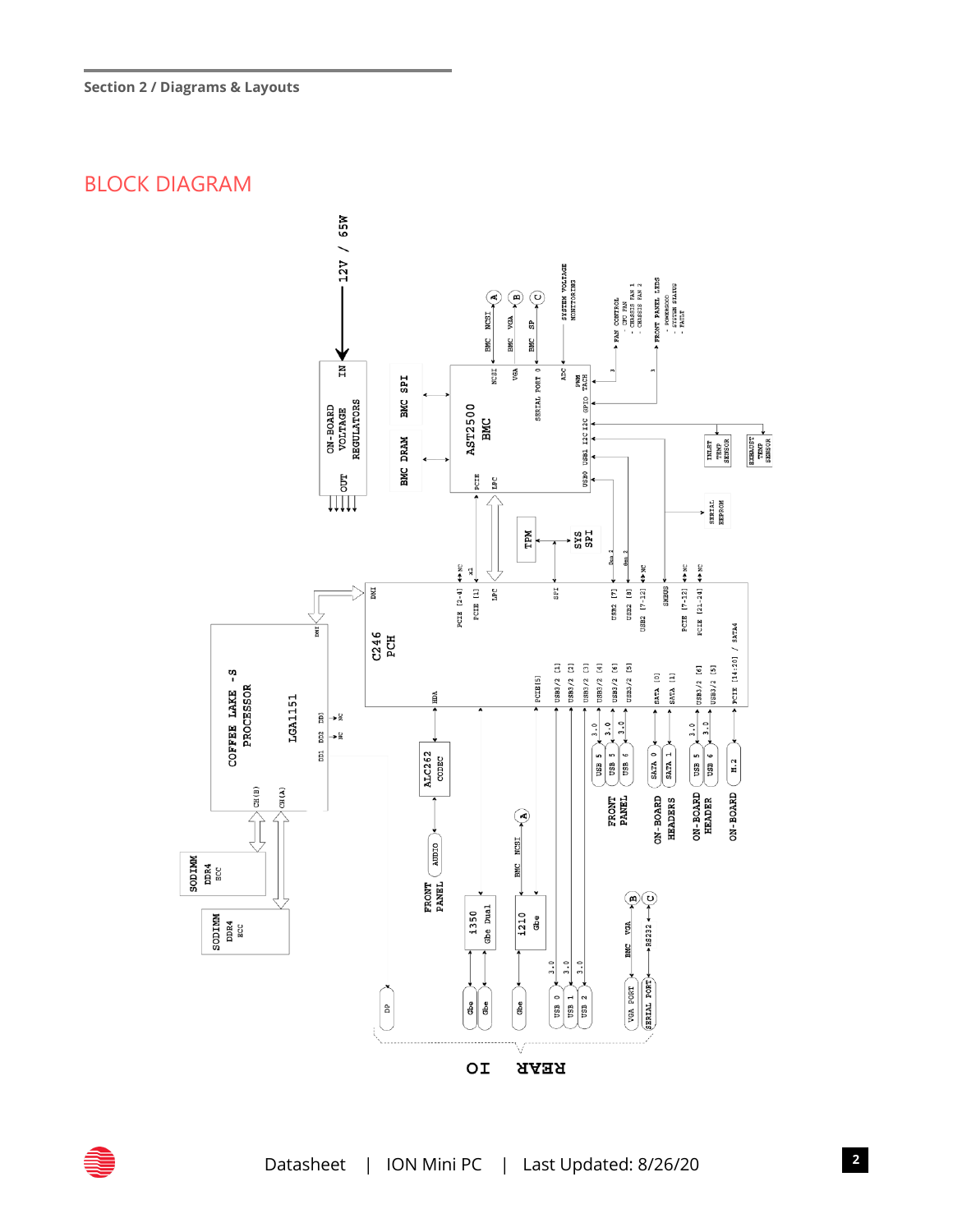## BLOCK DIAGRAM

12V / 65W

ON-BOARD VOLTAGE REGULATORS (IN / OUT)

BMC DRAM

BMC SPI

AST2500 BMC (NCSI, VGA, SERIAL PORT 0, ADC, PWM TACH, GPIO, I2C, USB1, USB0, PCIE, LPC)

BMC NCSI (A), BMC VGA (B), BMC SP (C)

SYSTEM VOLTAGE MONITORING

FAN CONTROL
- CPU FAN
- CHASSIS FAN 1
- CHASSIS FAN 2

FRONT PANEL LEDS
- POWER/HDD
- SYSTEM STATUS
- FAULT

INLET TEMP SENSOR

EXHAUST TEMP SENSOR

SERIAL EEPROM

TPM

SYS SPI

C246 PCH (DMI, PCIE [2-4], PCIE [1], LPC, SPI, USB2 [7], USB2 [8], USB2 [7-12], SMBUS, PCIE [7-12], PCIE [21-24], SATA4, HDA, PCIE[5], USB3/2 [1], USB3/2 [2], USB3/2 [3], USB3/2 [4], USB3/2 [6], USB3/2 [5], SATA [0], SATA [1], USB3/2 [6], USB3/2 [5], PCIE [14:20])

COFFEE LAKE -S PROCESSOR LGA1151 (DMI, DD1, DD2 NC, DD3 NC, CH(B), CH(A))

SODIMM DDR4 ECC

SODIMM DDR4 ECC

ALC262 CODEC

FRONT PANEL AUDIO

i350 Gbe Dual

i210 Gbe

BMC NCSI (A)

FRONT PANEL: USB 5, USB 5, USB 6 (3.0)

ON-BOARD HEADERS: SATA 0, SATA 1

ON-BOARD HEADER: USB 5, USB 6 (3.0)

ON-BOARD: M.2

BMC VGA (B), RS232 (C)

REAR IO: DP, Gbe, Gbe, Gbe, USB 0 (3.0), USB 1 (3.0), USB 2 (3.0), VGA PORT, SERIAL PORT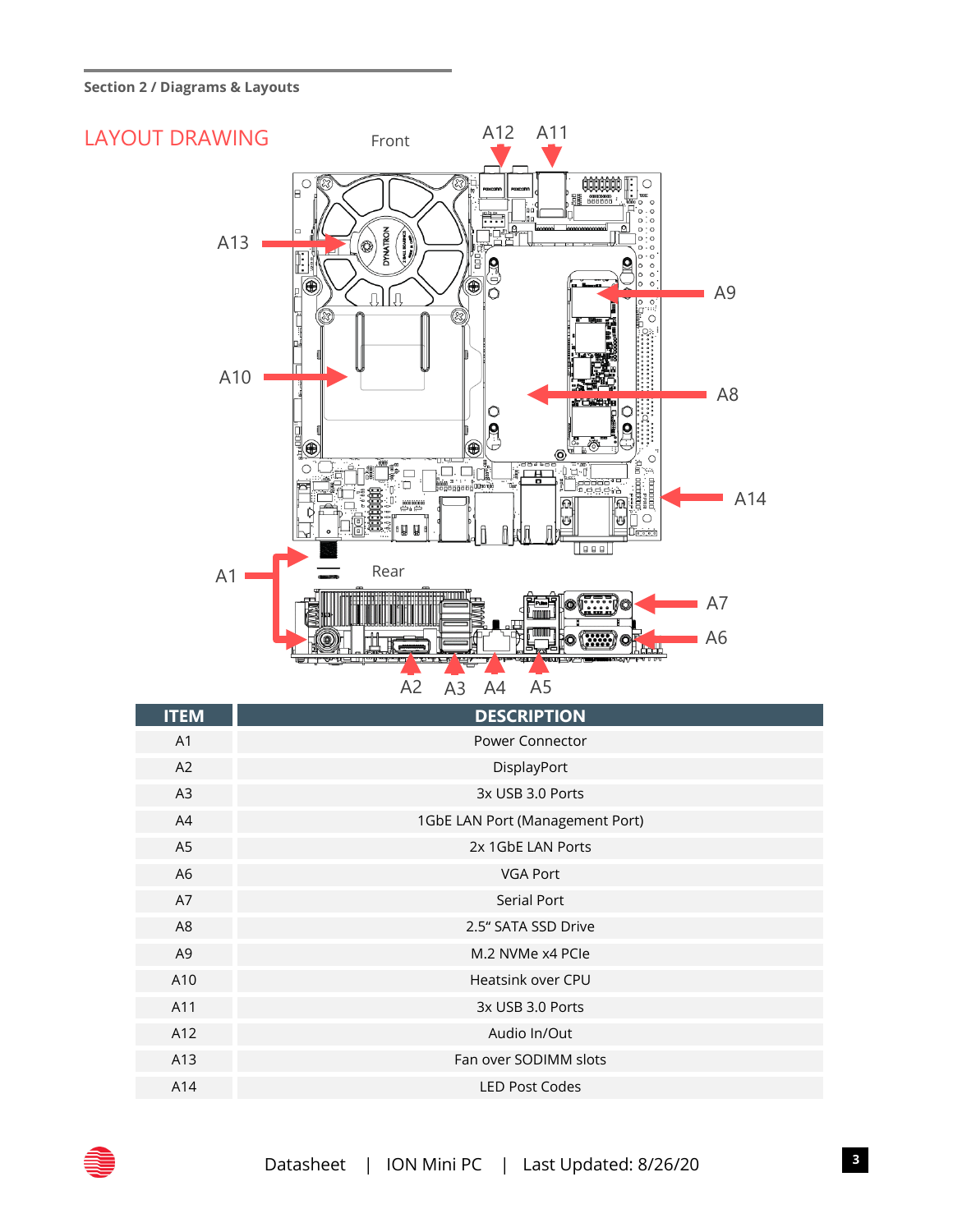## LAYOUT DRAWING

| ITEM | DESCRIPTION |
|---|---|
| A1 | Power Connector |
| A2 | DisplayPort |
| A3 | 3x USB 3.0 Ports |
| A4 | 1GbE LAN Port (Management Port) |
| A5 | 2x 1GbE LAN Ports |
| A6 | VGA Port |
| A7 | Serial Port |
| A8 | 2.5“ SATA SSD Drive |
| A9 | M.2 NVMe x4 PCIe |
| A10 | Heatsink over CPU |
| A11 | 3x USB 3.0 Ports |
| A12 | Audio In/Out |
| A13 | Fan over SODIMM slots |
| A14 | LED Post Codes |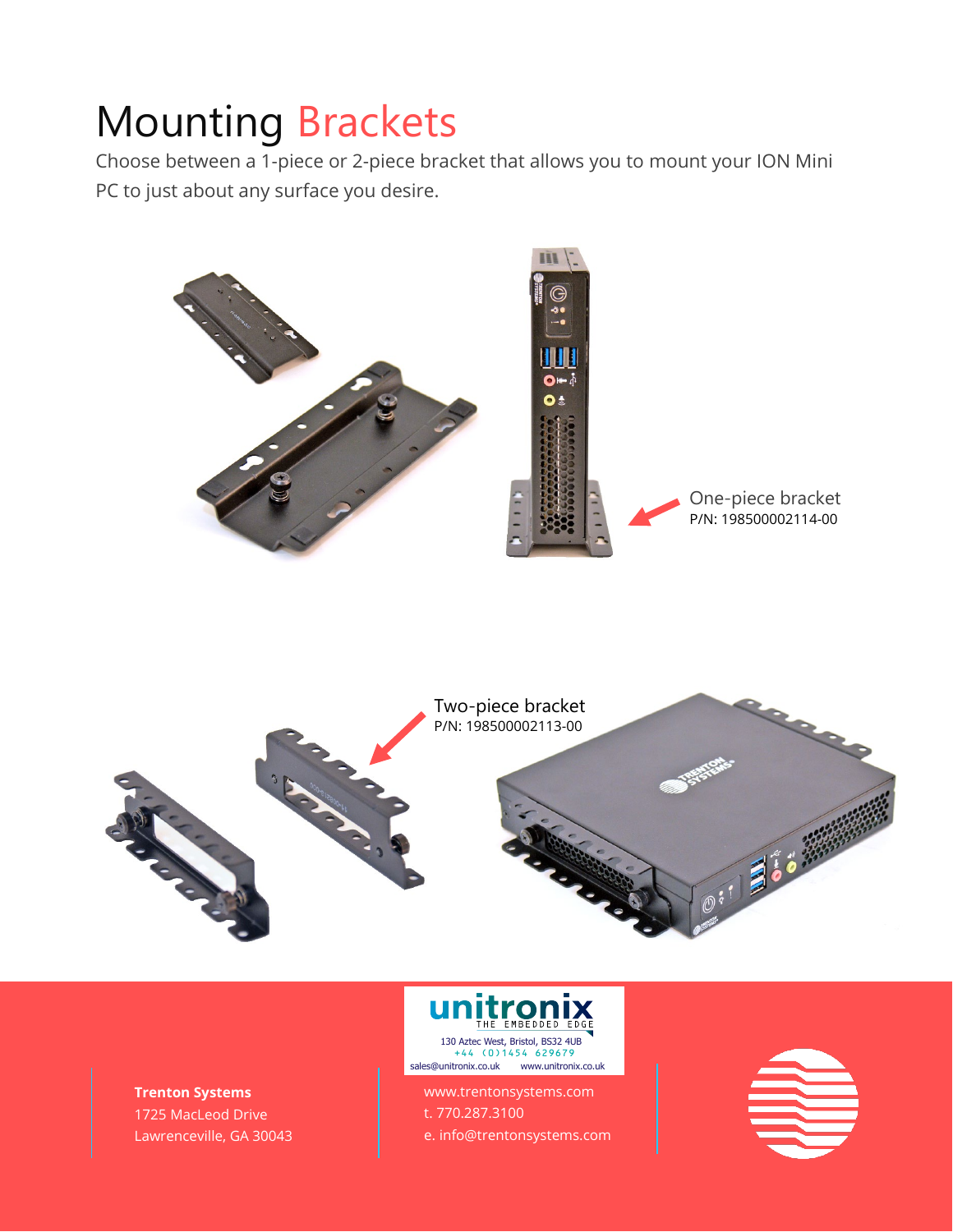# Mounting Brackets

Choose between a 1-piece or 2-piece bracket that allows you to mount your ION Mini PC to just about any surface you desire.

One-piece bracket
P/N: 198500002114-00

Two-piece bracket
P/N: 198500002113-00

unitronix
THE EMBEDDED EDGE
130 Aztec West, Bristol, BS32 4UB
+44 (0)1454 629679
sales@unitronix.co.uk www.unitronix.co.uk

**Trenton Systems**
1725 MacLeod Drive
Lawrenceville, GA 30043

www.trentonsystems.com
t. 770.287.3100
e. info@trentonsystems.com